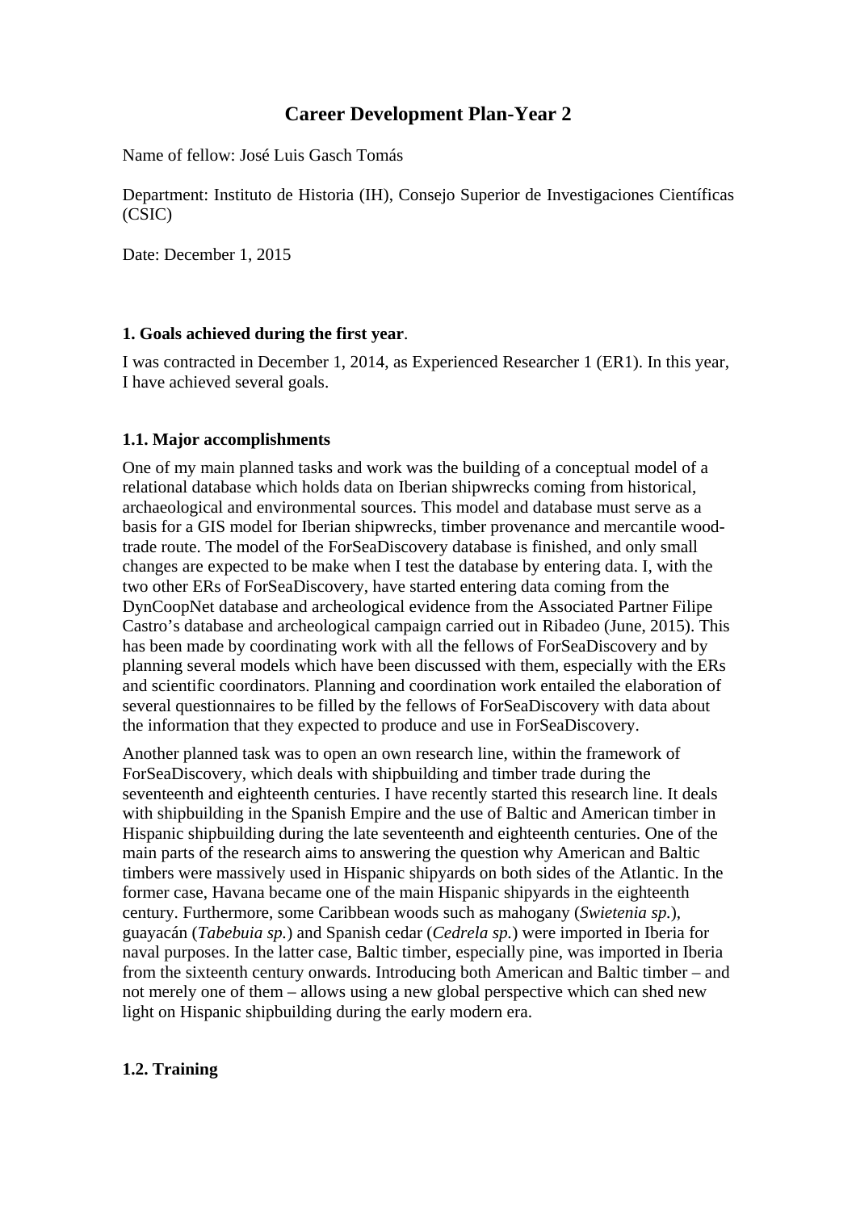# Career Development Plan-Year 2

Name of fellow: José Luis Gasch Tomás

Department: Instituto de Historia (IH), Consejo Superior de Investigaciones Científicas (CSIC)

Date: December 1, 2015

## 1. Goals achieved during the first year.

I was contracted in December 1, 2014, as Experienced Researcher 1 (ER1). In this year, I have achieved several goals.

### 1.1. Major accomplishments

One of my main planned tasks and work was the building of a conceptual model of a relational database which holds data on Iberian shipwrecks coming from historical, archaeological and environmental sources. This model and database must serve as a basis for a GIS model for Iberian shipwrecks, timber provenance and mercantile wood-trade route. The model of the ForSeaDiscovery database is finished, and only small changes are expected to be make when I test the database by entering data. I, with the two other ERs of ForSeaDiscovery, have started entering data coming from the DynCoopNet database and archeological evidence from the Associated Partner Filipe Castro's database and archeological campaign carried out in Ribadeo (June, 2015). This has been made by coordinating work with all the fellows of ForSeaDiscovery and by planning several models which have been discussed with them, especially with the ERs and scientific coordinators. Planning and coordination work entailed the elaboration of several questionnaires to be filled by the fellows of ForSeaDiscovery with data about the information that they expected to produce and use in ForSeaDiscovery.

Another planned task was to open an own research line, within the framework of ForSeaDiscovery, which deals with shipbuilding and timber trade during the seventeenth and eighteenth centuries. I have recently started this research line. It deals with shipbuilding in the Spanish Empire and the use of Baltic and American timber in Hispanic shipbuilding during the late seventeenth and eighteenth centuries. One of the main parts of the research aims to answering the question why American and Baltic timbers were massively used in Hispanic shipyards on both sides of the Atlantic. In the former case, Havana became one of the main Hispanic shipyards in the eighteenth century. Furthermore, some Caribbean woods such as mahogany (*Swietenia sp.*), guayacán (*Tabebuia sp.*) and Spanish cedar (*Cedrela sp.*) were imported in Iberia for naval purposes. In the latter case, Baltic timber, especially pine, was imported in Iberia from the sixteenth century onwards. Introducing both American and Baltic timber – and not merely one of them – allows using a new global perspective which can shed new light on Hispanic shipbuilding during the early modern era.

### 1.2. Training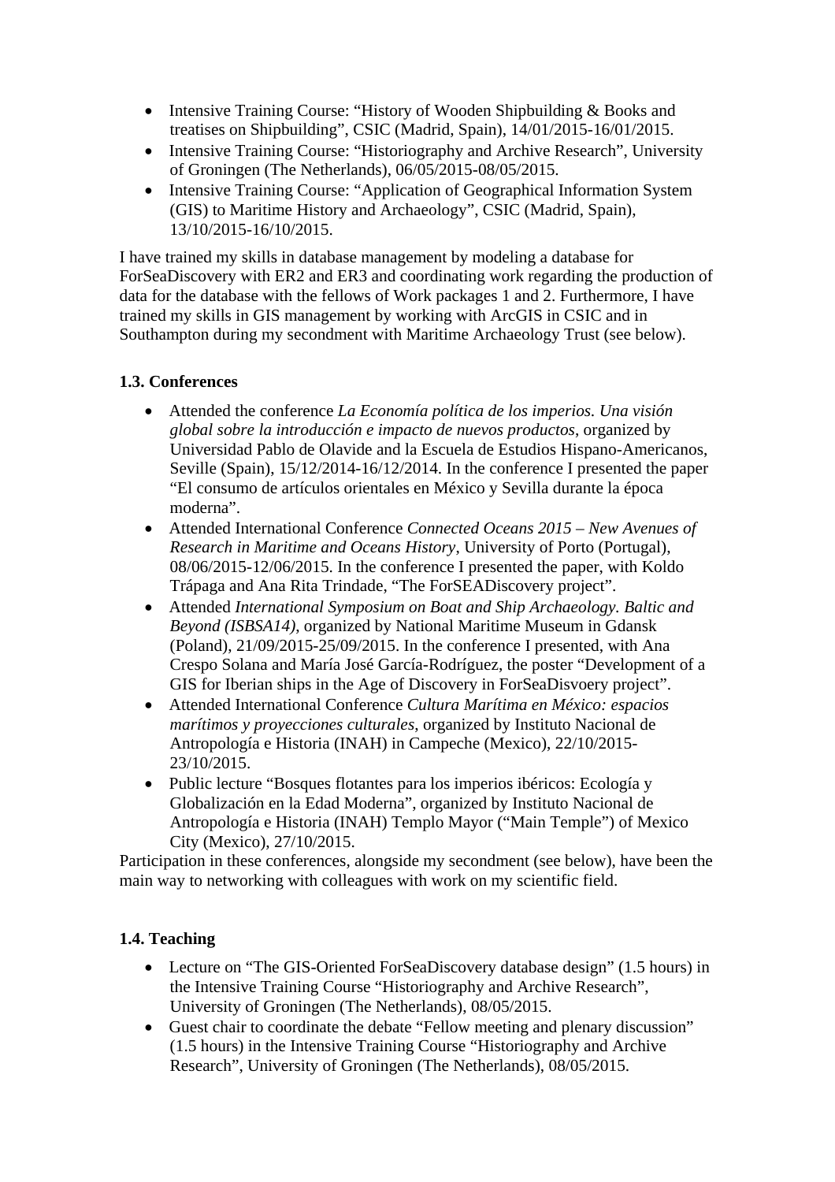- Intensive Training Course: "History of Wooden Shipbuilding & Books and treatises on Shipbuilding", CSIC (Madrid, Spain), 14/01/2015-16/01/2015.
- Intensive Training Course: "Historiography and Archive Research", University of Groningen (The Netherlands), 06/05/2015-08/05/2015.
- Intensive Training Course: "Application of Geographical Information System (GIS) to Maritime History and Archaeology", CSIC (Madrid, Spain), 13/10/2015-16/10/2015.

I have trained my skills in database management by modeling a database for ForSeaDiscovery with ER2 and ER3 and coordinating work regarding the production of data for the database with the fellows of Work packages 1 and 2. Furthermore, I have trained my skills in GIS management by working with ArcGIS in CSIC and in Southampton during my secondment with Maritime Archaeology Trust (see below).

### 1.3. Conferences

- Attended the conference *La Economía política de los imperios. Una visión global sobre la introducción e impacto de nuevos productos*, organized by Universidad Pablo de Olavide and la Escuela de Estudios Hispano-Americanos, Seville (Spain), 15/12/2014-16/12/2014. In the conference I presented the paper "El consumo de artículos orientales en México y Sevilla durante la época moderna".
- Attended International Conference *Connected Oceans 2015 – New Avenues of Research in Maritime and Oceans History*, University of Porto (Portugal), 08/06/2015-12/06/2015. In the conference I presented the paper, with Koldo Trápaga and Ana Rita Trindade, "The ForSEADiscovery project".
- Attended *International Symposium on Boat and Ship Archaeology. Baltic and Beyond (ISBSA14)*, organized by National Maritime Museum in Gdansk (Poland), 21/09/2015-25/09/2015. In the conference I presented, with Ana Crespo Solana and María José García-Rodríguez, the poster "Development of a GIS for Iberian ships in the Age of Discovery in ForSeaDisvoery project".
- Attended International Conference *Cultura Marítima en México: espacios marítimos y proyecciones culturales*, organized by Instituto Nacional de Antropología e Historia (INAH) in Campeche (Mexico), 22/10/2015-23/10/2015.
- Public lecture "Bosques flotantes para los imperios ibéricos: Ecología y Globalización en la Edad Moderna", organized by Instituto Nacional de Antropología e Historia (INAH) Templo Mayor ("Main Temple") of Mexico City (Mexico), 27/10/2015.

Participation in these conferences, alongside my secondment (see below), have been the main way to networking with colleagues with work on my scientific field.

### 1.4. Teaching

- Lecture on "The GIS-Oriented ForSeaDiscovery database design" (1.5 hours) in the Intensive Training Course "Historiography and Archive Research", University of Groningen (The Netherlands), 08/05/2015.
- Guest chair to coordinate the debate "Fellow meeting and plenary discussion" (1.5 hours) in the Intensive Training Course "Historiography and Archive Research", University of Groningen (The Netherlands), 08/05/2015.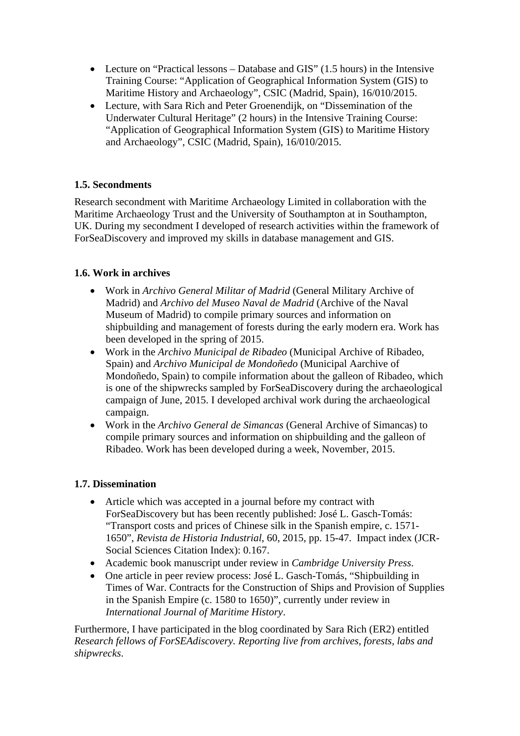- Lecture on “Practical lessons – Database and GIS” (1.5 hours) in the Intensive Training Course: “Application of Geographical Information System (GIS) to Maritime History and Archaeology”, CSIC (Madrid, Spain), 16/010/2015.
- Lecture, with Sara Rich and Peter Groenendijk, on “Dissemination of the Underwater Cultural Heritage” (2 hours) in the Intensive Training Course: “Application of Geographical Information System (GIS) to Maritime History and Archaeology”, CSIC (Madrid, Spain), 16/010/2015.

### 1.5. Secondments

Research secondment with Maritime Archaeology Limited in collaboration with the Maritime Archaeology Trust and the University of Southampton at in Southampton, UK. During my secondment I developed of research activities within the framework of ForSeaDiscovery and improved my skills in database management and GIS.

### 1.6. Work in archives

- Work in *Archivo General Militar of Madrid* (General Military Archive of Madrid) and *Archivo del Museo Naval de Madrid* (Archive of the Naval Museum of Madrid) to compile primary sources and information on shipbuilding and management of forests during the early modern era. Work has been developed in the spring of 2015.
- Work in the *Archivo Municipal de Ribadeo* (Municipal Archive of Ribadeo, Spain) and *Archivo Municipal de Mondoñedo* (Municipal Aarchive of Mondoñedo, Spain) to compile information about the galleon of Ribadeo, which is one of the shipwrecks sampled by ForSeaDiscovery during the archaeological campaign of June, 2015. I developed archival work during the archaeological campaign.
- Work in the *Archivo General de Simancas* (General Archive of Simancas) to compile primary sources and information on shipbuilding and the galleon of Ribadeo. Work has been developed during a week, November, 2015.

### 1.7. Dissemination

- Article which was accepted in a journal before my contract with ForSeaDiscovery but has been recently published: José L. Gasch-Tomás: “Transport costs and prices of Chinese silk in the Spanish empire, c. 1571-1650”, *Revista de Historia Industrial*, 60, 2015, pp. 15-47. Impact index (JCR-Social Sciences Citation Index): 0.167.
- Academic book manuscript under review in *Cambridge University Press*.
- One article in peer review process: José L. Gasch-Tomás, “Shipbuilding in Times of War. Contracts for the Construction of Ships and Provision of Supplies in the Spanish Empire (c. 1580 to 1650)”, currently under review in *International Journal of Maritime History*.

Furthermore, I have participated in the blog coordinated by Sara Rich (ER2) entitled *Research fellows of ForSEAdiscovery. Reporting live from archives, forests, labs and shipwrecks*.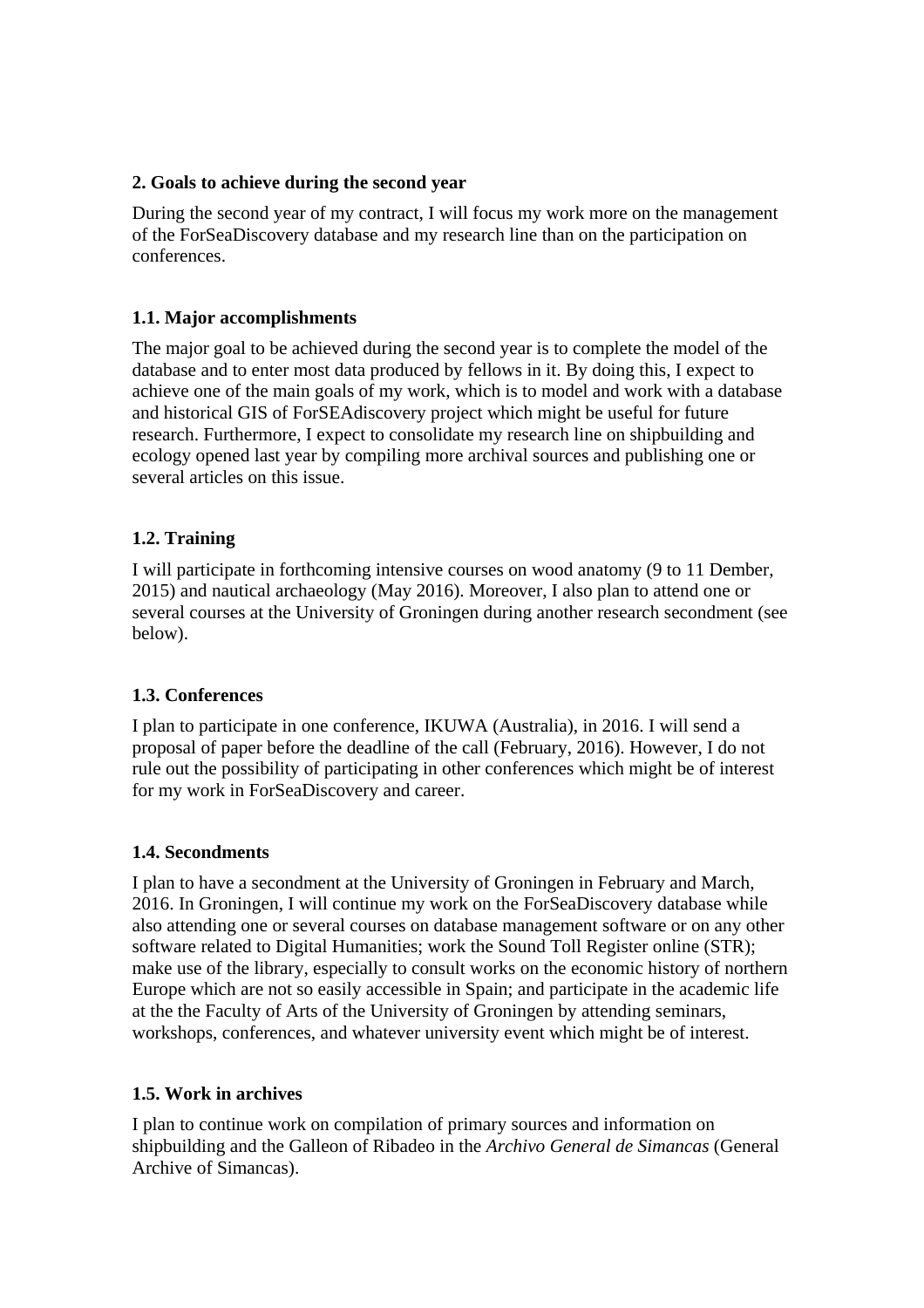### 2. Goals to achieve during the second year

During the second year of my contract, I will focus my work more on the management of the ForSeaDiscovery database and my research line than on the participation on conferences.

### 1.1. Major accomplishments

The major goal to be achieved during the second year is to complete the model of the database and to enter most data produced by fellows in it. By doing this, I expect to achieve one of the main goals of my work, which is to model and work with a database and historical GIS of ForSEAdiscovery project which might be useful for future research. Furthermore, I expect to consolidate my research line on shipbuilding and ecology opened last year by compiling more archival sources and publishing one or several articles on this issue.

### 1.2. Training

I will participate in forthcoming intensive courses on wood anatomy (9 to 11 Dember, 2015) and nautical archaeology (May 2016). Moreover, I also plan to attend one or several courses at the University of Groningen during another research secondment (see below).

### 1.3. Conferences

I plan to participate in one conference, IKUWA (Australia), in 2016. I will send a proposal of paper before the deadline of the call (February, 2016). However, I do not rule out the possibility of participating in other conferences which might be of interest for my work in ForSeaDiscovery and career.

### 1.4. Secondments

I plan to have a secondment at the University of Groningen in February and March, 2016. In Groningen, I will continue my work on the ForSeaDiscovery database while also attending one or several courses on database management software or on any other software related to Digital Humanities; work the Sound Toll Register online (STR); make use of the library, especially to consult works on the economic history of northern Europe which are not so easily accessible in Spain; and participate in the academic life at the the Faculty of Arts of the University of Groningen by attending seminars, workshops, conferences, and whatever university event which might be of interest.

### 1.5. Work in archives

I plan to continue work on compilation of primary sources and information on shipbuilding and the Galleon of Ribadeo in the *Archivo General de Simancas* (General Archive of Simancas).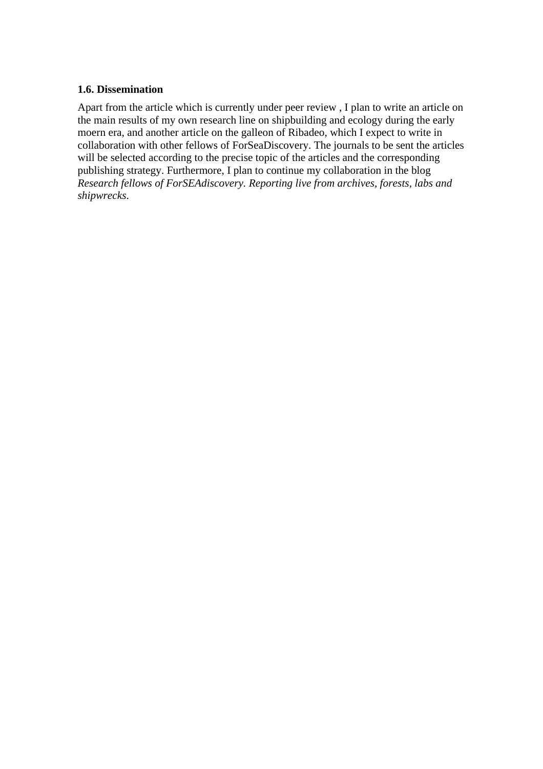### 1.6. Dissemination

Apart from the article which is currently under peer review , I plan to write an article on the main results of my own research line on shipbuilding and ecology during the early moern era, and another article on the galleon of Ribadeo, which I expect to write in collaboration with other fellows of ForSeaDiscovery. The journals to be sent the articles will be selected according to the precise topic of the articles and the corresponding publishing strategy. Furthermore, I plan to continue my collaboration in the blog *Research fellows of ForSEAdiscovery. Reporting live from archives, forests, labs and shipwrecks*.